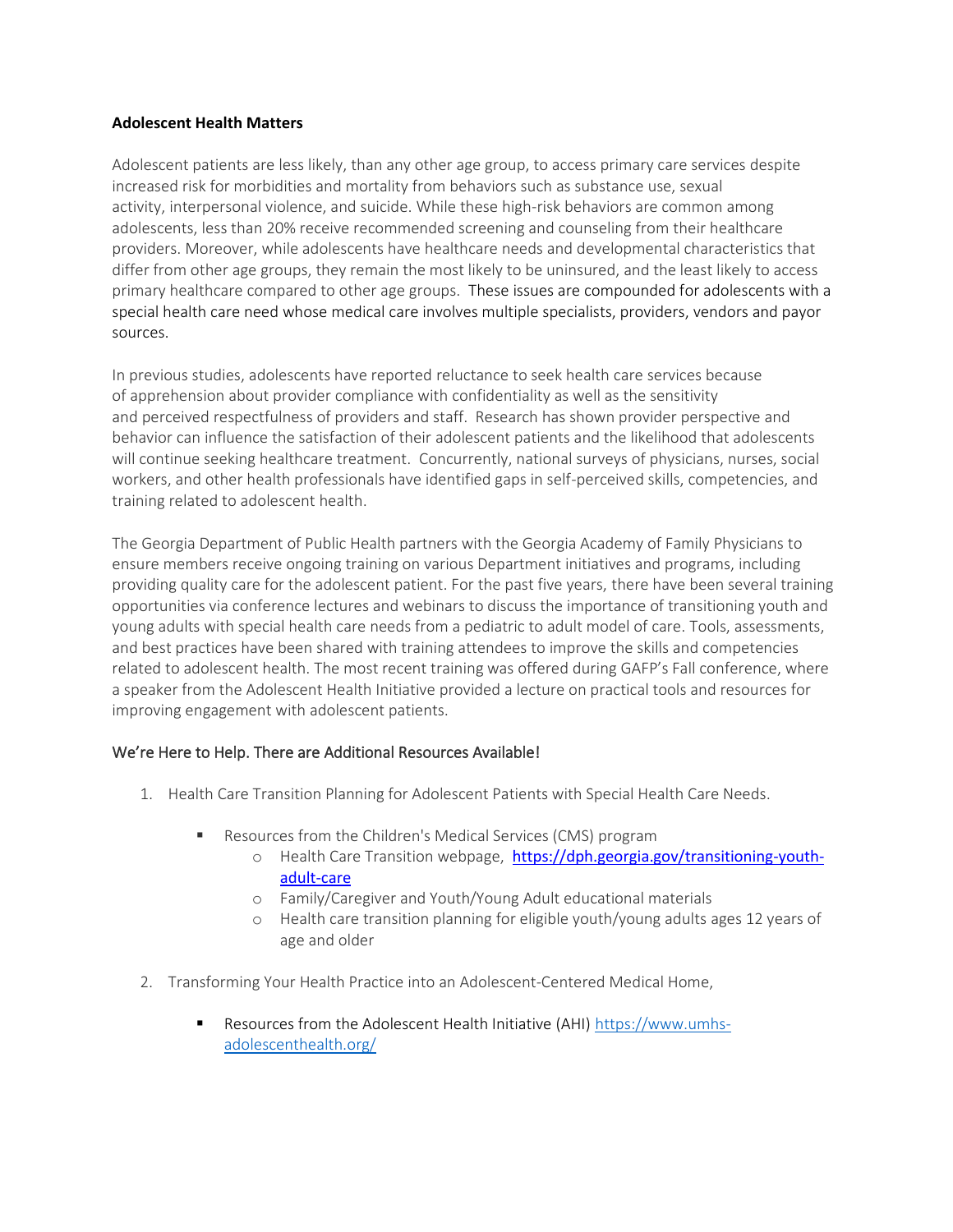**Adolescent Health Matters**

Adolescent patients are less likely, than any other age group, to access primary care services despite increased risk for morbidities and mortality from behaviors such as substance use, sexual activity, interpersonal violence, and suicide. While these high-risk behaviors are common among adolescents, less than 20% receive recommended screening and counseling from their healthcare providers. Moreover, while adolescents have healthcare needs and developmental characteristics that differ from other age groups, they remain the most likely to be uninsured, and the least likely to access primary healthcare compared to other age groups. These issues are compounded for adolescents with a special health care need whose medical care involves multiple specialists, providers, vendors and payor sources.

In previous studies, adolescents have reported reluctance to seek health care services because of apprehension about provider compliance with confidentiality as well as the sensitivity and perceived respectfulness of providers and staff. Research has shown provider perspective and behavior can influence the satisfaction of their adolescent patients and the likelihood that adolescents will continue seeking healthcare treatment. Concurrently, national surveys of physicians, nurses, social workers, and other health professionals have identified gaps in self-perceived skills, competencies, and training related to adolescent health.

The Georgia Department of Public Health partners with the Georgia Academy of Family Physicians to ensure members receive ongoing training on various Department initiatives and programs, including providing quality care for the adolescent patient. For the past five years, there have been several training opportunities via conference lectures and webinars to discuss the importance of transitioning youth and young adults with special health care needs from a pediatric to adult model of care. Tools, assessments, and best practices have been shared with training attendees to improve the skills and competencies related to adolescent health. The most recent training was offered during GAFP's Fall conference, where a speaker from the Adolescent Health Initiative provided a lecture on practical tools and resources for improving engagement with adolescent patients.

### We're Here to Help. There are Additional Resources Available!

1. Health Care Transition Planning for Adolescent Patients with Special Health Care Needs.
   - Resources from the Children's Medical Services (CMS) program
     - Health Care Transition webpage, [https://dph.georgia.gov/transitioning-youth-adult-care](https://dph.georgia.gov/transitioning-youth-adult-care)
     - Family/Caregiver and Youth/Young Adult educational materials
     - Health care transition planning for eligible youth/young adults ages 12 years of age and older
2. Transforming Your Health Practice into an Adolescent-Centered Medical Home,
   - Resources from the Adolescent Health Initiative (AHI) [https://www.umhs-adolescenthealth.org/](https://www.umhs-adolescenthealth.org/)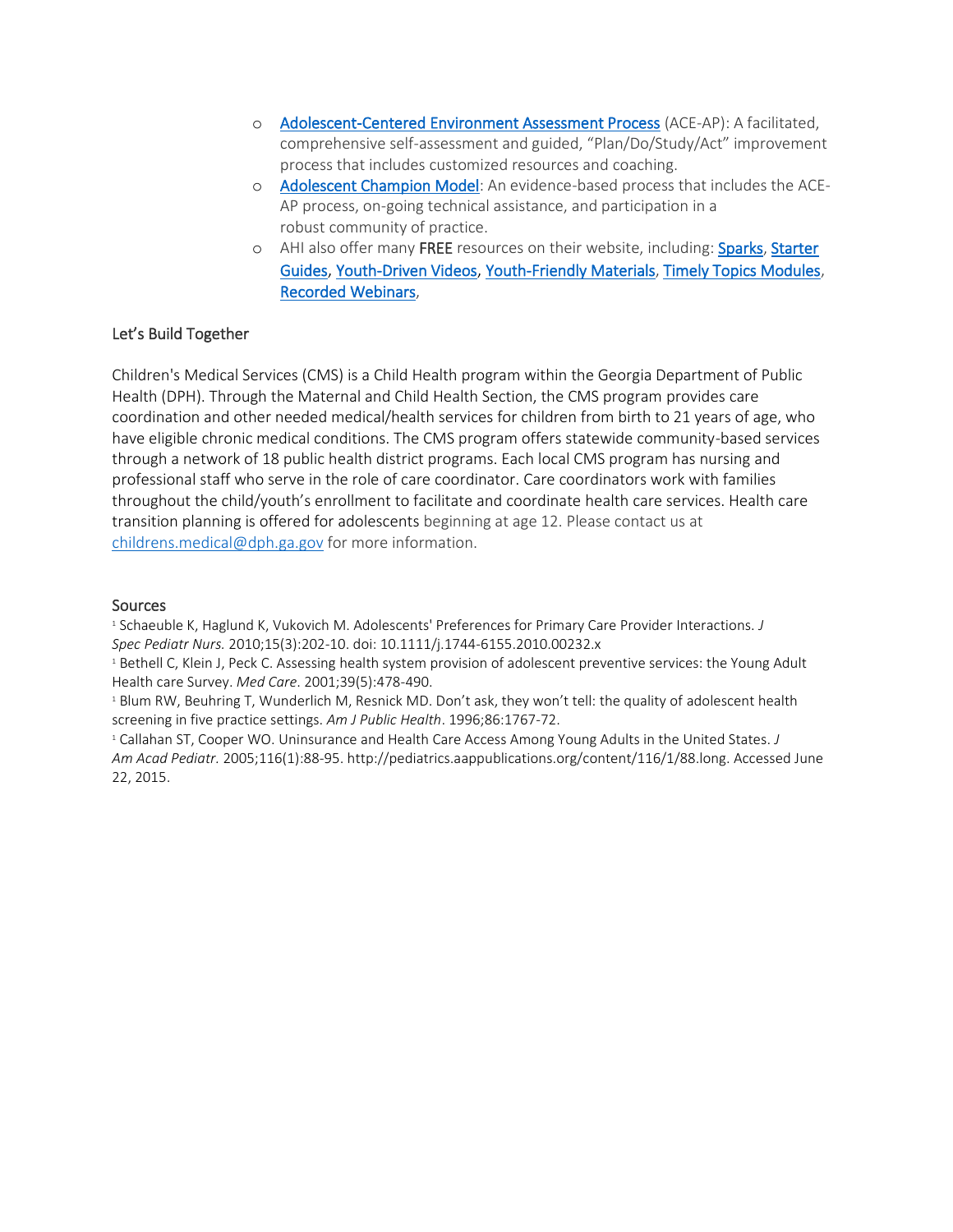- Adolescent-Centered Environment Assessment Process (ACE-AP): A facilitated, comprehensive self-assessment and guided, “Plan/Do/Study/Act” improvement process that includes customized resources and coaching.
- Adolescent Champion Model: An evidence-based process that includes the ACE-AP process, on-going technical assistance, and participation in a robust community of practice.
- AHI also offer many FREE resources on their website, including: Sparks, Starter Guides, Youth-Driven Videos, Youth-Friendly Materials, Timely Topics Modules, Recorded Webinars,

## Let’s Build Together

Children's Medical Services (CMS) is a Child Health program within the Georgia Department of Public Health (DPH). Through the Maternal and Child Health Section, the CMS program provides care coordination and other needed medical/health services for children from birth to 21 years of age, who have eligible chronic medical conditions. The CMS program offers statewide community-based services through a network of 18 public health district programs. Each local CMS program has nursing and professional staff who serve in the role of care coordinator. Care coordinators work with families throughout the child/youth’s enrollment to facilitate and coordinate health care services. Health care transition planning is offered for adolescents beginning at age 12. Please contact us at childrens.medical@dph.ga.gov for more information.

## Sources

[1] Schaeuble K, Haglund K, Vukovich M. Adolescents' Preferences for Primary Care Provider Interactions. *J Spec Pediatr Nurs.* 2010;15(3):202-10. doi: 10.1111/j.1744-6155.2010.00232.x

[1] Bethell C, Klein J, Peck C. Assessing health system provision of adolescent preventive services: the Young Adult Health care Survey. *Med Care*. 2001;39(5):478-490.

[1] Blum RW, Beuhring T, Wunderlich M, Resnick MD. Don’t ask, they won’t tell: the quality of adolescent health screening in five practice settings. *Am J Public Health*. 1996;86:1767-72.

[1] Callahan ST, Cooper WO. Uninsurance and Health Care Access Among Young Adults in the United States. *J Am Acad Pediatr.* 2005;116(1):88-95. http://pediatrics.aappublications.org/content/116/1/88.long. Accessed June 22, 2015.